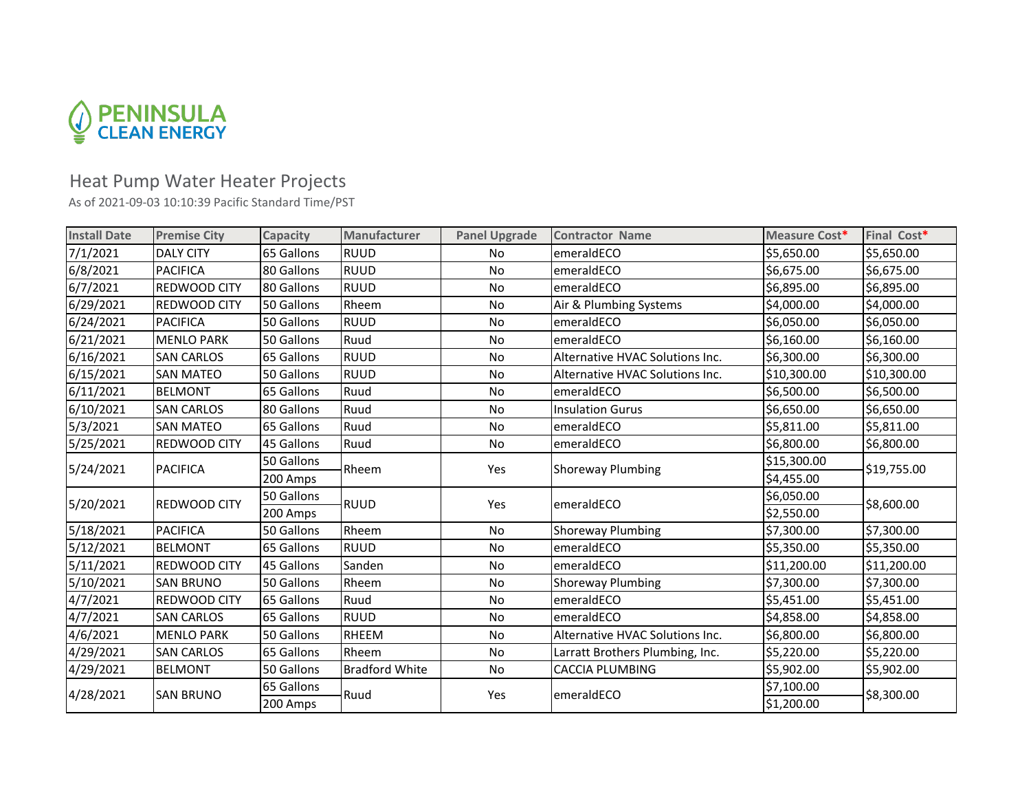PENINSULA CLEAN ENERGY

# Heat Pump Water Heater Projects

As of 2021-09-03 10:10:39 Pacific Standard Time/PST

| Install Date | Premise City | Capacity | Manufacturer | Panel Upgrade | Contractor Name | Measure Cost* | Final Cost* |
|---|---|---|---|---|---|---|---|
| 7/1/2021 | DALY CITY | 65 Gallons | RUUD | No | emeraldECO | $5,650.00 | $5,650.00 |
| 6/8/2021 | PACIFICA | 80 Gallons | RUUD | No | emeraldECO | $6,675.00 | $6,675.00 |
| 6/7/2021 | REDWOOD CITY | 80 Gallons | RUUD | No | emeraldECO | $6,895.00 | $6,895.00 |
| 6/29/2021 | REDWOOD CITY | 50 Gallons | Rheem | No | Air & Plumbing Systems | $4,000.00 | $4,000.00 |
| 6/24/2021 | PACIFICA | 50 Gallons | RUUD | No | emeraldECO | $6,050.00 | $6,050.00 |
| 6/21/2021 | MENLO PARK | 50 Gallons | Ruud | No | emeraldECO | $6,160.00 | $6,160.00 |
| 6/16/2021 | SAN CARLOS | 65 Gallons | RUUD | No | Alternative HVAC Solutions Inc. | $6,300.00 | $6,300.00 |
| 6/15/2021 | SAN MATEO | 50 Gallons | RUUD | No | Alternative HVAC Solutions Inc. | $10,300.00 | $10,300.00 |
| 6/11/2021 | BELMONT | 65 Gallons | Ruud | No | emeraldECO | $6,500.00 | $6,500.00 |
| 6/10/2021 | SAN CARLOS | 80 Gallons | Ruud | No | Insulation Gurus | $6,650.00 | $6,650.00 |
| 5/3/2021 | SAN MATEO | 65 Gallons | Ruud | No | emeraldECO | $5,811.00 | $5,811.00 |
| 5/25/2021 | REDWOOD CITY | 45 Gallons | Ruud | No | emeraldECO | $6,800.00 | $6,800.00 |
| 5/24/2021 | PACIFICA | 50 Gallons | Rheem | Yes | Shoreway Plumbing | $15,300.00 | $19,755.00 |
| | | 200 Amps | | | | $4,455.00 | |
| 5/20/2021 | REDWOOD CITY | 50 Gallons | RUUD | Yes | emeraldECO | $6,050.00 | $8,600.00 |
| | | 200 Amps | | | | $2,550.00 | |
| 5/18/2021 | PACIFICA | 50 Gallons | Rheem | No | Shoreway Plumbing | $7,300.00 | $7,300.00 |
| 5/12/2021 | BELMONT | 65 Gallons | RUUD | No | emeraldECO | $5,350.00 | $5,350.00 |
| 5/11/2021 | REDWOOD CITY | 45 Gallons | Sanden | No | emeraldECO | $11,200.00 | $11,200.00 |
| 5/10/2021 | SAN BRUNO | 50 Gallons | Rheem | No | Shoreway Plumbing | $7,300.00 | $7,300.00 |
| 4/7/2021 | REDWOOD CITY | 65 Gallons | Ruud | No | emeraldECO | $5,451.00 | $5,451.00 |
| 4/7/2021 | SAN CARLOS | 65 Gallons | RUUD | No | emeraldECO | $4,858.00 | $4,858.00 |
| 4/6/2021 | MENLO PARK | 50 Gallons | RHEEM | No | Alternative HVAC Solutions Inc. | $6,800.00 | $6,800.00 |
| 4/29/2021 | SAN CARLOS | 65 Gallons | Rheem | No | Larratt Brothers Plumbing, Inc. | $5,220.00 | $5,220.00 |
| 4/29/2021 | BELMONT | 50 Gallons | Bradford White | No | CACCIA PLUMBING | $5,902.00 | $5,902.00 |
| 4/28/2021 | SAN BRUNO | 65 Gallons | Ruud | Yes | emeraldECO | $7,100.00 | $8,300.00 |
| | | 200 Amps | | | | $1,200.00 | |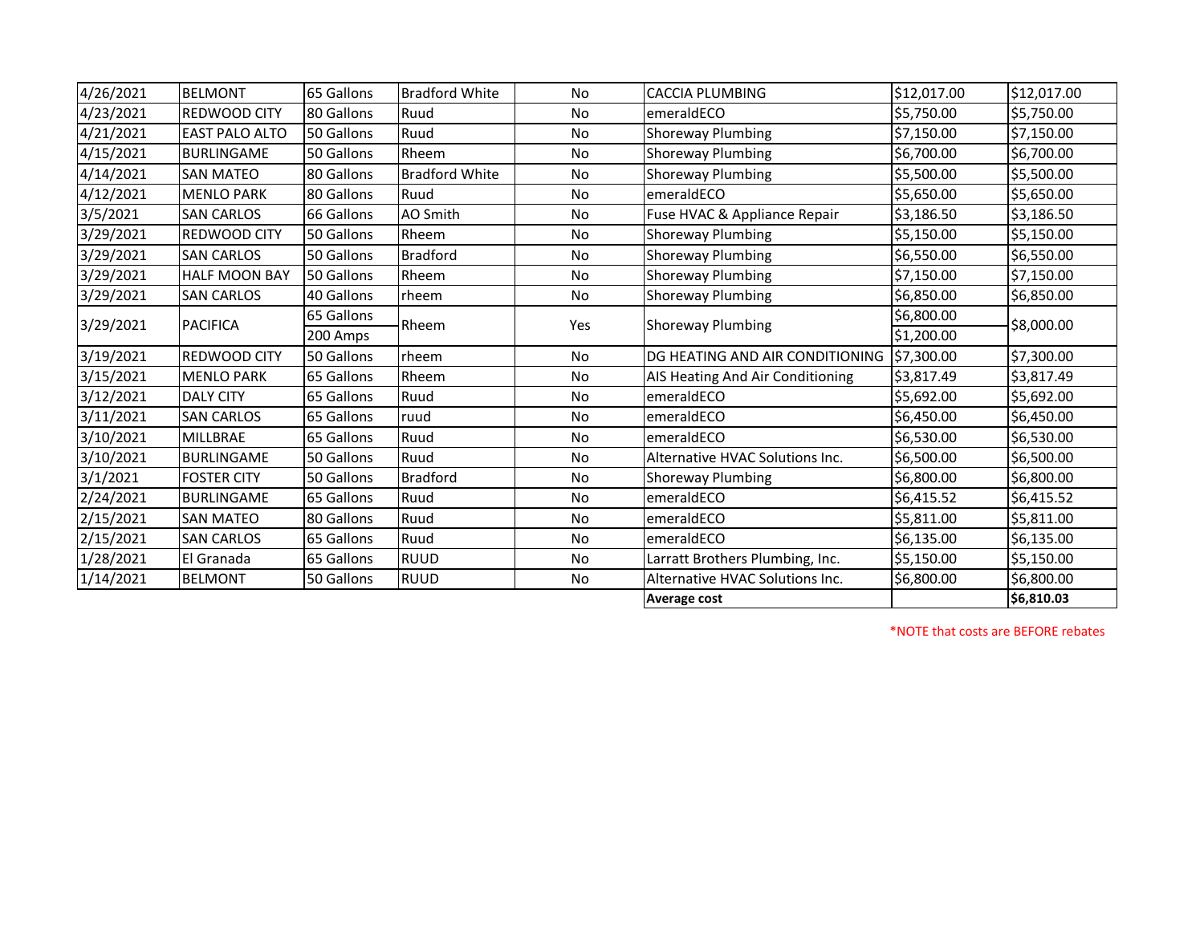| | | | | | | | |
|---|---|---|---|---|---|---|---|
| 4/26/2021 | BELMONT | 65 Gallons | Bradford White | No | CACCIA PLUMBING | $12,017.00 | $12,017.00 |
| 4/23/2021 | REDWOOD CITY | 80 Gallons | Ruud | No | emeraldECO | $5,750.00 | $5,750.00 |
| 4/21/2021 | EAST PALO ALTO | 50 Gallons | Ruud | No | Shoreway Plumbing | $7,150.00 | $7,150.00 |
| 4/15/2021 | BURLINGAME | 50 Gallons | Rheem | No | Shoreway Plumbing | $6,700.00 | $6,700.00 |
| 4/14/2021 | SAN MATEO | 80 Gallons | Bradford White | No | Shoreway Plumbing | $5,500.00 | $5,500.00 |
| 4/12/2021 | MENLO PARK | 80 Gallons | Ruud | No | emeraldECO | $5,650.00 | $5,650.00 |
| 3/5/2021 | SAN CARLOS | 66 Gallons | AO Smith | No | Fuse HVAC & Appliance Repair | $3,186.50 | $3,186.50 |
| 3/29/2021 | REDWOOD CITY | 50 Gallons | Rheem | No | Shoreway Plumbing | $5,150.00 | $5,150.00 |
| 3/29/2021 | SAN CARLOS | 50 Gallons | Bradford | No | Shoreway Plumbing | $6,550.00 | $6,550.00 |
| 3/29/2021 | HALF MOON BAY | 50 Gallons | Rheem | No | Shoreway Plumbing | $7,150.00 | $7,150.00 |
| 3/29/2021 | SAN CARLOS | 40 Gallons | rheem | No | Shoreway Plumbing | $6,850.00 | $6,850.00 |
| 3/29/2021 | PACIFICA | 65 Gallons | Rheem | Yes | Shoreway Plumbing | $6,800.00 | $8,000.00 |
| | | 200 Amps | | | | $1,200.00 | |
| 3/19/2021 | REDWOOD CITY | 50 Gallons | rheem | No | DG HEATING AND AIR CONDITIONING | $7,300.00 | $7,300.00 |
| 3/15/2021 | MENLO PARK | 65 Gallons | Rheem | No | AIS Heating And Air Conditioning | $3,817.49 | $3,817.49 |
| 3/12/2021 | DALY CITY | 65 Gallons | Ruud | No | emeraldECO | $5,692.00 | $5,692.00 |
| 3/11/2021 | SAN CARLOS | 65 Gallons | ruud | No | emeraldECO | $6,450.00 | $6,450.00 |
| 3/10/2021 | MILLBRAE | 65 Gallons | Ruud | No | emeraldECO | $6,530.00 | $6,530.00 |
| 3/10/2021 | BURLINGAME | 50 Gallons | Ruud | No | Alternative HVAC Solutions Inc. | $6,500.00 | $6,500.00 |
| 3/1/2021 | FOSTER CITY | 50 Gallons | Bradford | No | Shoreway Plumbing | $6,800.00 | $6,800.00 |
| 2/24/2021 | BURLINGAME | 65 Gallons | Ruud | No | emeraldECO | $6,415.52 | $6,415.52 |
| 2/15/2021 | SAN MATEO | 80 Gallons | Ruud | No | emeraldECO | $5,811.00 | $5,811.00 |
| 2/15/2021 | SAN CARLOS | 65 Gallons | Ruud | No | emeraldECO | $6,135.00 | $6,135.00 |
| 1/28/2021 | El Granada | 65 Gallons | RUUD | No | Larratt Brothers Plumbing, Inc. | $5,150.00 | $5,150.00 |
| 1/14/2021 | BELMONT | 50 Gallons | RUUD | No | Alternative HVAC Solutions Inc. | $6,800.00 | $6,800.00 |
| | | | | | **Average cost** | | **$6,810.03** |

*NOTE that costs are BEFORE rebates